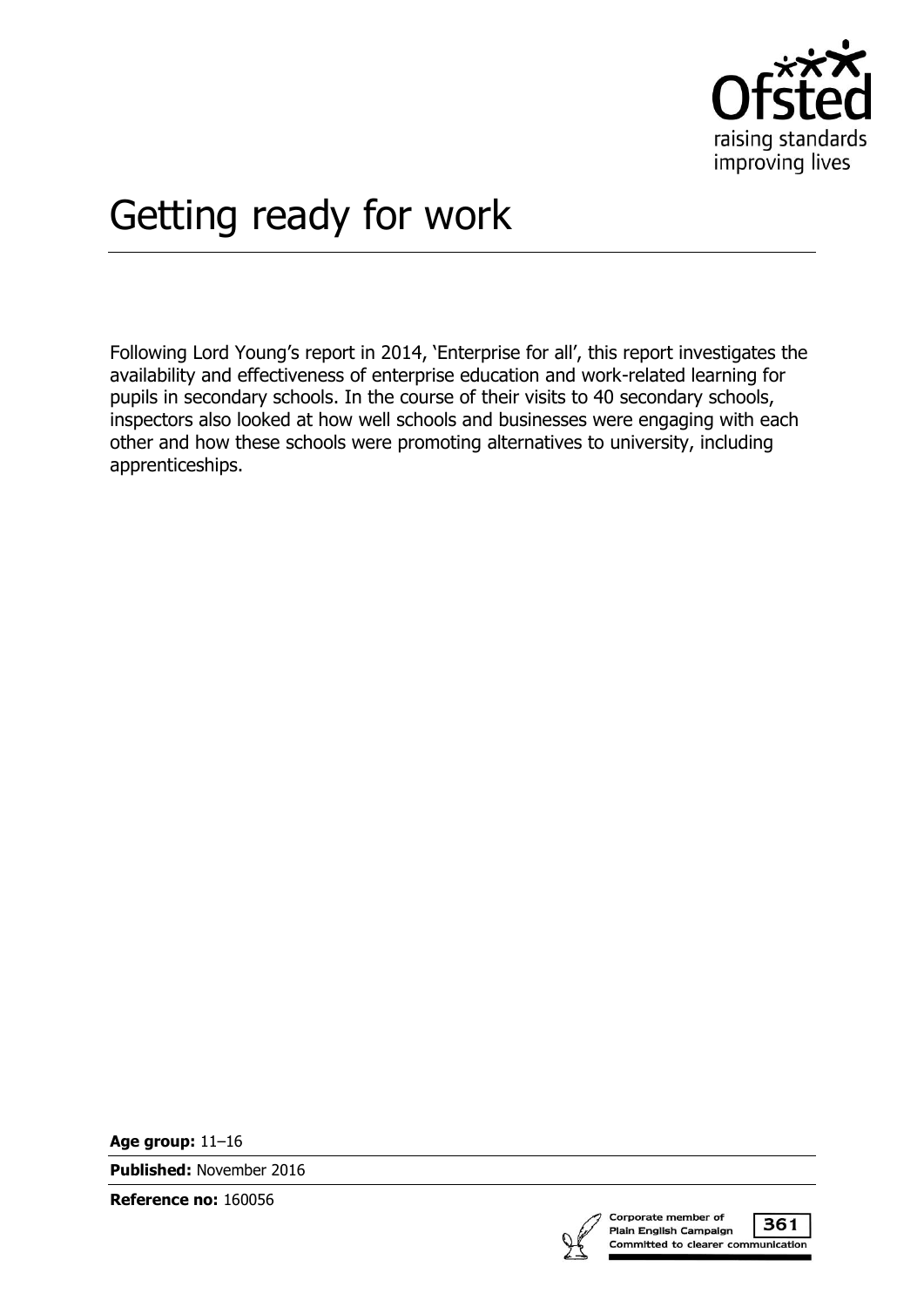# Getting ready for work

Following Lord Young's report in 2014, 'Enterprise for all', this report investigates the availability and effectiveness of enterprise education and work-related learning for pupils in secondary schools. In the course of their visits to 40 secondary schools, inspectors also looked at how well schools and businesses were engaging with each other and how these schools were promoting alternatives to university, including apprenticeships.

**Age group:** 11–16

**Published:** November 2016

**Reference no:** 160056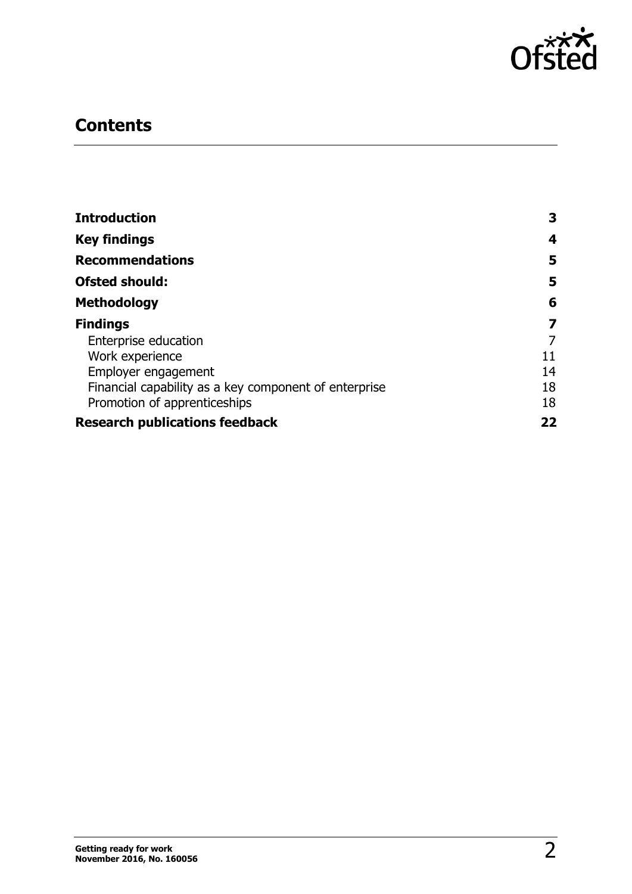## Contents

| | |
|---|---|
| **Introduction** | **3** |
| **Key findings** | **4** |
| **Recommendations** | **5** |
| **Ofsted should:** | **5** |
| **Methodology** | **6** |
| **Findings** | **7** |
| Enterprise education | 7 |
| Work experience | 11 |
| Employer engagement | 14 |
| Financial capability as a key component of enterprise | 18 |
| Promotion of apprenticeships | 18 |
| **Research publications feedback** | **22** |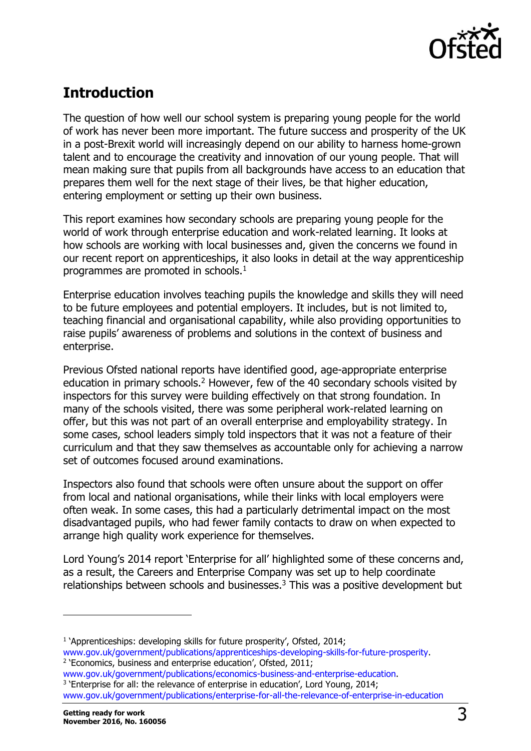## Introduction

The question of how well our school system is preparing young people for the world of work has never been more important. The future success and prosperity of the UK in a post-Brexit world will increasingly depend on our ability to harness home-grown talent and to encourage the creativity and innovation of our young people. That will mean making sure that pupils from all backgrounds have access to an education that prepares them well for the next stage of their lives, be that higher education, entering employment or setting up their own business.

This report examines how secondary schools are preparing young people for the world of work through enterprise education and work-related learning. It looks at how schools are working with local businesses and, given the concerns we found in our recent report on apprenticeships, it also looks in detail at the way apprenticeship programmes are promoted in schools.[1]

Enterprise education involves teaching pupils the knowledge and skills they will need to be future employees and potential employers. It includes, but is not limited to, teaching financial and organisational capability, while also providing opportunities to raise pupils' awareness of problems and solutions in the context of business and enterprise.

Previous Ofsted national reports have identified good, age-appropriate enterprise education in primary schools.[2] However, few of the 40 secondary schools visited by inspectors for this survey were building effectively on that strong foundation. In many of the schools visited, there was some peripheral work-related learning on offer, but this was not part of an overall enterprise and employability strategy. In some cases, school leaders simply told inspectors that it was not a feature of their curriculum and that they saw themselves as accountable only for achieving a narrow set of outcomes focused around examinations.

Inspectors also found that schools were often unsure about the support on offer from local and national organisations, while their links with local employers were often weak. In some cases, this had a particularly detrimental impact on the most disadvantaged pupils, who had fewer family contacts to draw on when expected to arrange high quality work experience for themselves.

Lord Young's 2014 report 'Enterprise for all' highlighted some of these concerns and, as a result, the Careers and Enterprise Company was set up to help coordinate relationships between schools and businesses.[3] This was a positive development but

---

[1] 'Apprenticeships: developing skills for future prosperity', Ofsted, 2014; www.gov.uk/government/publications/apprenticeships-developing-skills-for-future-prosperity.

[2] 'Economics, business and enterprise education', Ofsted, 2011; www.gov.uk/government/publications/economics-business-and-enterprise-education.

[3] 'Enterprise for all: the relevance of enterprise in education', Lord Young, 2014; www.gov.uk/government/publications/enterprise-for-all-the-relevance-of-enterprise-in-education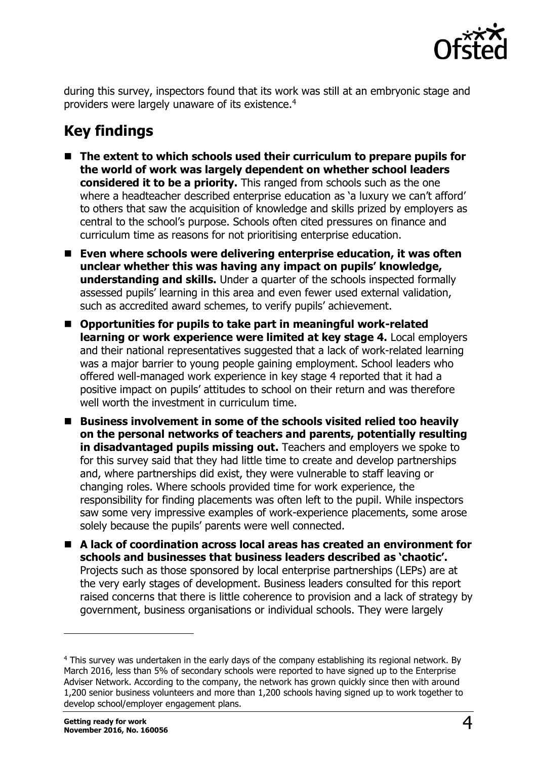during this survey, inspectors found that its work was still at an embryonic stage and providers were largely unaware of its existence.[4]

## Key findings

- **The extent to which schools used their curriculum to prepare pupils for the world of work was largely dependent on whether school leaders considered it to be a priority.** This ranged from schools such as the one where a headteacher described enterprise education as 'a luxury we can't afford' to others that saw the acquisition of knowledge and skills prized by employers as central to the school's purpose. Schools often cited pressures on finance and curriculum time as reasons for not prioritising enterprise education.
- **Even where schools were delivering enterprise education, it was often unclear whether this was having any impact on pupils' knowledge, understanding and skills.** Under a quarter of the schools inspected formally assessed pupils' learning in this area and even fewer used external validation, such as accredited award schemes, to verify pupils' achievement.
- **Opportunities for pupils to take part in meaningful work-related learning or work experience were limited at key stage 4.** Local employers and their national representatives suggested that a lack of work-related learning was a major barrier to young people gaining employment. School leaders who offered well-managed work experience in key stage 4 reported that it had a positive impact on pupils' attitudes to school on their return and was therefore well worth the investment in curriculum time.
- **Business involvement in some of the schools visited relied too heavily on the personal networks of teachers and parents, potentially resulting in disadvantaged pupils missing out.** Teachers and employers we spoke to for this survey said that they had little time to create and develop partnerships and, where partnerships did exist, they were vulnerable to staff leaving or changing roles. Where schools provided time for work experience, the responsibility for finding placements was often left to the pupil. While inspectors saw some very impressive examples of work-experience placements, some arose solely because the pupils' parents were well connected.
- **A lack of coordination across local areas has created an environment for schools and businesses that business leaders described as 'chaotic'.** Projects such as those sponsored by local enterprise partnerships (LEPs) are at the very early stages of development. Business leaders consulted for this report raised concerns that there is little coherence to provision and a lack of strategy by government, business organisations or individual schools. They were largely

---

[4] This survey was undertaken in the early days of the company establishing its regional network. By March 2016, less than 5% of secondary schools were reported to have signed up to the Enterprise Adviser Network. According to the company, the network has grown quickly since then with around 1,200 senior business volunteers and more than 1,200 schools having signed up to work together to develop school/employer engagement plans.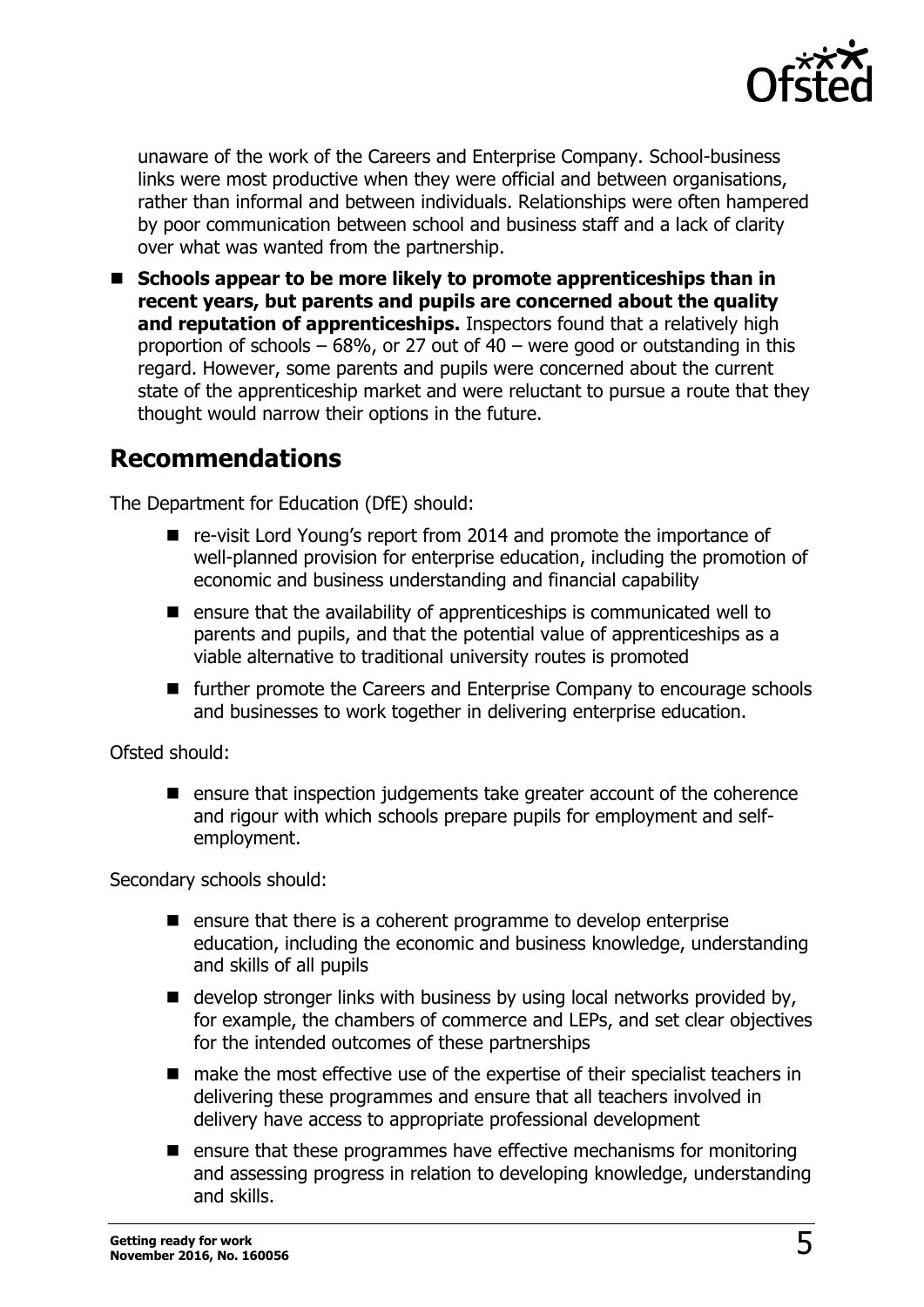unaware of the work of the Careers and Enterprise Company. School-business links were most productive when they were official and between organisations, rather than informal and between individuals. Relationships were often hampered by poor communication between school and business staff and a lack of clarity over what was wanted from the partnership.

- **Schools appear to be more likely to promote apprenticeships than in recent years, but parents and pupils are concerned about the quality and reputation of apprenticeships.** Inspectors found that a relatively high proportion of schools – 68%, or 27 out of 40 – were good or outstanding in this regard. However, some parents and pupils were concerned about the current state of the apprenticeship market and were reluctant to pursue a route that they thought would narrow their options in the future.

## Recommendations

The Department for Education (DfE) should:

- re-visit Lord Young's report from 2014 and promote the importance of well-planned provision for enterprise education, including the promotion of economic and business understanding and financial capability
- ensure that the availability of apprenticeships is communicated well to parents and pupils, and that the potential value of apprenticeships as a viable alternative to traditional university routes is promoted
- further promote the Careers and Enterprise Company to encourage schools and businesses to work together in delivering enterprise education.

Ofsted should:

- ensure that inspection judgements take greater account of the coherence and rigour with which schools prepare pupils for employment and self-employment.

Secondary schools should:

- ensure that there is a coherent programme to develop enterprise education, including the economic and business knowledge, understanding and skills of all pupils
- develop stronger links with business by using local networks provided by, for example, the chambers of commerce and LEPs, and set clear objectives for the intended outcomes of these partnerships
- make the most effective use of the expertise of their specialist teachers in delivering these programmes and ensure that all teachers involved in delivery have access to appropriate professional development
- ensure that these programmes have effective mechanisms for monitoring and assessing progress in relation to developing knowledge, understanding and skills.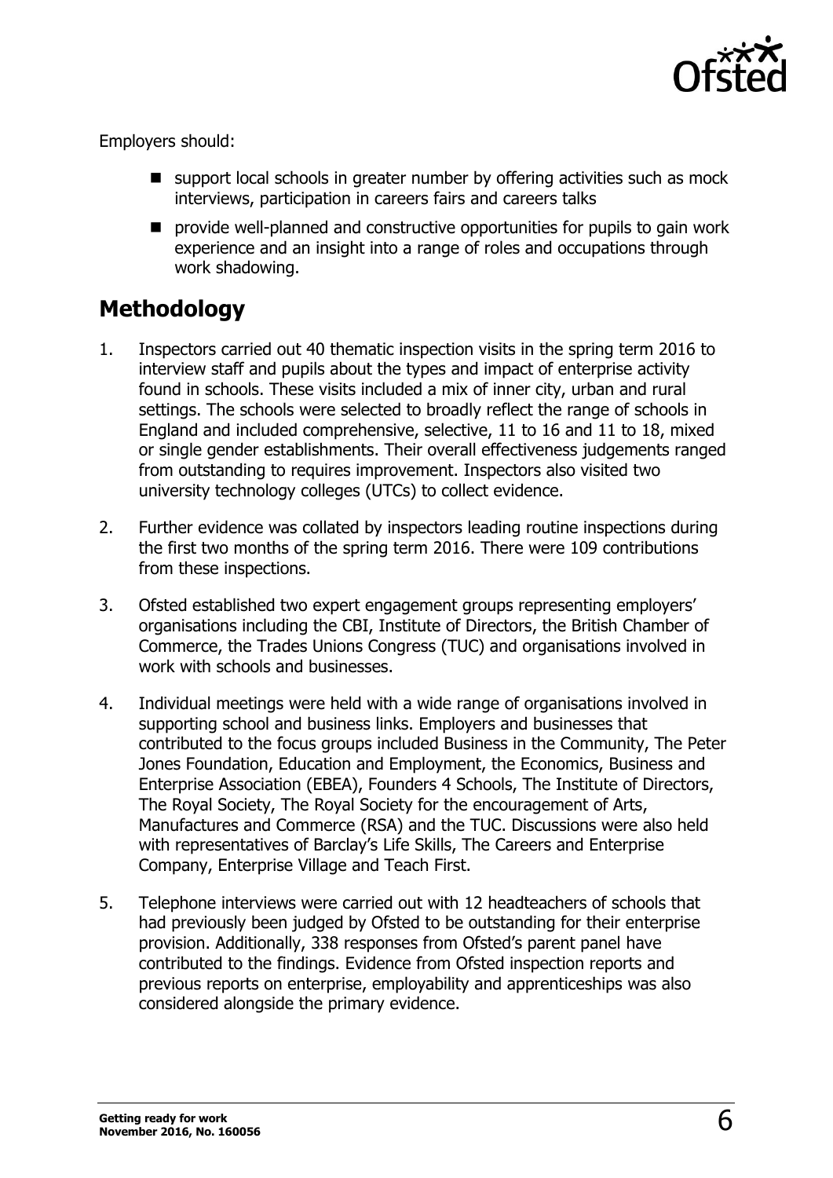Employers should:

- support local schools in greater number by offering activities such as mock interviews, participation in careers fairs and careers talks
- provide well-planned and constructive opportunities for pupils to gain work experience and an insight into a range of roles and occupations through work shadowing.

## Methodology

1. Inspectors carried out 40 thematic inspection visits in the spring term 2016 to interview staff and pupils about the types and impact of enterprise activity found in schools. These visits included a mix of inner city, urban and rural settings. The schools were selected to broadly reflect the range of schools in England and included comprehensive, selective, 11 to 16 and 11 to 18, mixed or single gender establishments. Their overall effectiveness judgements ranged from outstanding to requires improvement. Inspectors also visited two university technology colleges (UTCs) to collect evidence.
2. Further evidence was collated by inspectors leading routine inspections during the first two months of the spring term 2016. There were 109 contributions from these inspections.
3. Ofsted established two expert engagement groups representing employers' organisations including the CBI, Institute of Directors, the British Chamber of Commerce, the Trades Unions Congress (TUC) and organisations involved in work with schools and businesses.
4. Individual meetings were held with a wide range of organisations involved in supporting school and business links. Employers and businesses that contributed to the focus groups included Business in the Community, The Peter Jones Foundation, Education and Employment, the Economics, Business and Enterprise Association (EBEA), Founders 4 Schools, The Institute of Directors, The Royal Society, The Royal Society for the encouragement of Arts, Manufactures and Commerce (RSA) and the TUC. Discussions were also held with representatives of Barclay's Life Skills, The Careers and Enterprise Company, Enterprise Village and Teach First.
5. Telephone interviews were carried out with 12 headteachers of schools that had previously been judged by Ofsted to be outstanding for their enterprise provision. Additionally, 338 responses from Ofsted's parent panel have contributed to the findings. Evidence from Ofsted inspection reports and previous reports on enterprise, employability and apprenticeships was also considered alongside the primary evidence.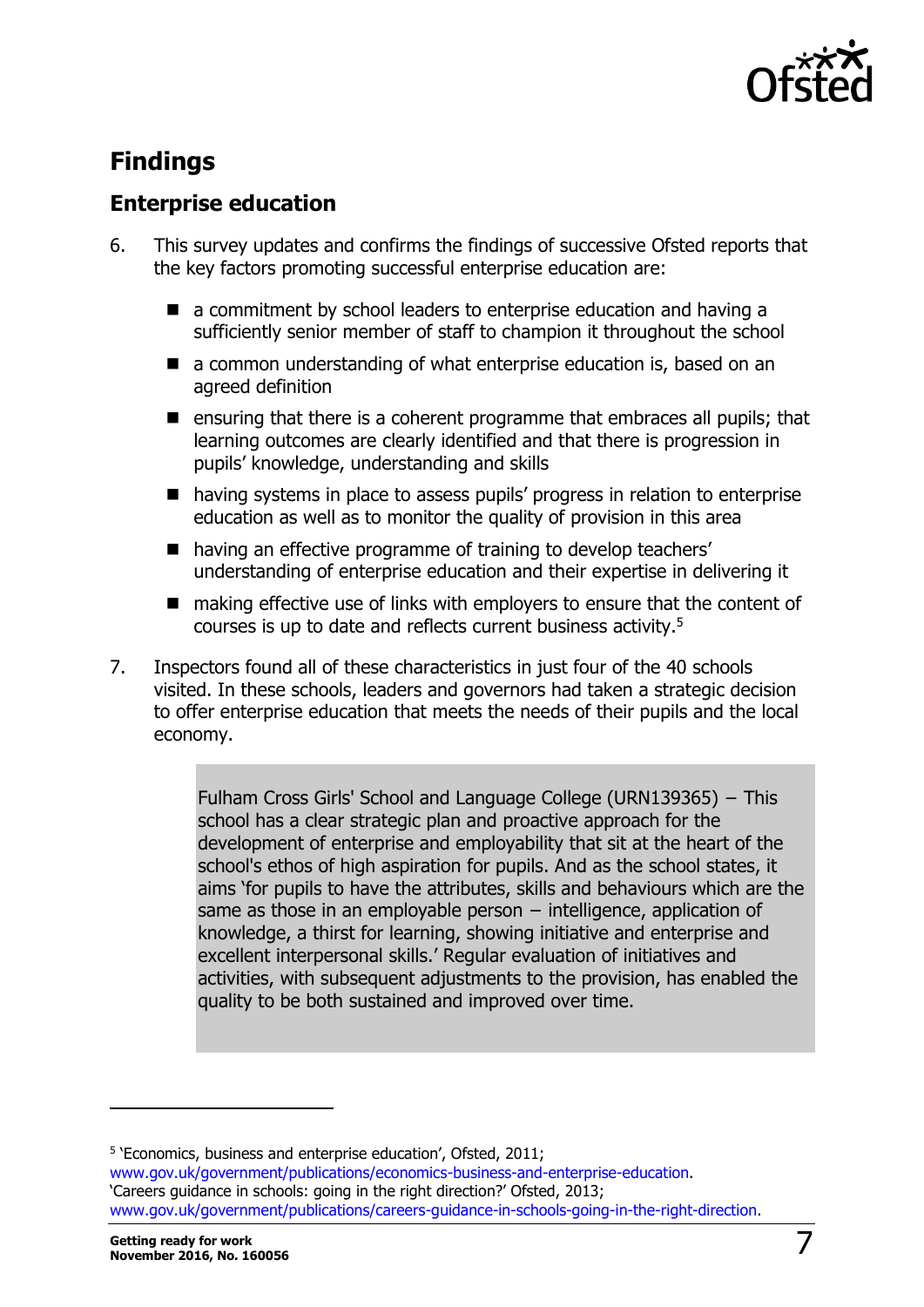# Findings

## Enterprise education

6. This survey updates and confirms the findings of successive Ofsted reports that the key factors promoting successful enterprise education are:

   - a commitment by school leaders to enterprise education and having a sufficiently senior member of staff to champion it throughout the school
   - a common understanding of what enterprise education is, based on an agreed definition
   - ensuring that there is a coherent programme that embraces all pupils; that learning outcomes are clearly identified and that there is progression in pupils' knowledge, understanding and skills
   - having systems in place to assess pupils' progress in relation to enterprise education as well as to monitor the quality of provision in this area
   - having an effective programme of training to develop teachers' understanding of enterprise education and their expertise in delivering it
   - making effective use of links with employers to ensure that the content of courses is up to date and reflects current business activity.[5]

7. Inspectors found all of these characteristics in just four of the 40 schools visited. In these schools, leaders and governors had taken a strategic decision to offer enterprise education that meets the needs of their pupils and the local economy.

> Fulham Cross Girls' School and Language College (URN139365) − This school has a clear strategic plan and proactive approach for the development of enterprise and employability that sit at the heart of the school's ethos of high aspiration for pupils. And as the school states, it aims 'for pupils to have the attributes, skills and behaviours which are the same as those in an employable person − intelligence, application of knowledge, a thirst for learning, showing initiative and enterprise and excellent interpersonal skills.' Regular evaluation of initiatives and activities, with subsequent adjustments to the provision, has enabled the quality to be both sustained and improved over time.

---

[5] 'Economics, business and enterprise education', Ofsted, 2011; www.gov.uk/government/publications/economics-business-and-enterprise-education. 'Careers guidance in schools: going in the right direction?' Ofsted, 2013; www.gov.uk/government/publications/careers-guidance-in-schools-going-in-the-right-direction.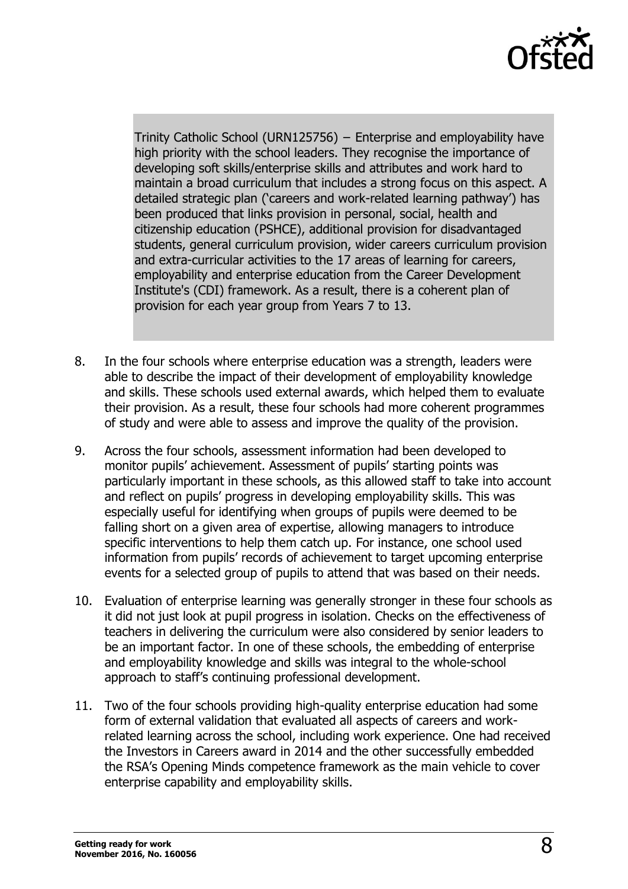> Trinity Catholic School (URN125756) – Enterprise and employability have high priority with the school leaders. They recognise the importance of developing soft skills/enterprise skills and attributes and work hard to maintain a broad curriculum that includes a strong focus on this aspect. A detailed strategic plan ('careers and work-related learning pathway') has been produced that links provision in personal, social, health and citizenship education (PSHCE), additional provision for disadvantaged students, general curriculum provision, wider careers curriculum provision and extra-curricular activities to the 17 areas of learning for careers, employability and enterprise education from the Career Development Institute's (CDI) framework. As a result, there is a coherent plan of provision for each year group from Years 7 to 13.

8. In the four schools where enterprise education was a strength, leaders were able to describe the impact of their development of employability knowledge and skills. These schools used external awards, which helped them to evaluate their provision. As a result, these four schools had more coherent programmes of study and were able to assess and improve the quality of the provision.

9. Across the four schools, assessment information had been developed to monitor pupils' achievement. Assessment of pupils' starting points was particularly important in these schools, as this allowed staff to take into account and reflect on pupils' progress in developing employability skills. This was especially useful for identifying when groups of pupils were deemed to be falling short on a given area of expertise, allowing managers to introduce specific interventions to help them catch up. For instance, one school used information from pupils' records of achievement to target upcoming enterprise events for a selected group of pupils to attend that was based on their needs.

10. Evaluation of enterprise learning was generally stronger in these four schools as it did not just look at pupil progress in isolation. Checks on the effectiveness of teachers in delivering the curriculum were also considered by senior leaders to be an important factor. In one of these schools, the embedding of enterprise and employability knowledge and skills was integral to the whole-school approach to staff's continuing professional development.

11. Two of the four schools providing high-quality enterprise education had some form of external validation that evaluated all aspects of careers and work-related learning across the school, including work experience. One had received the Investors in Careers award in 2014 and the other successfully embedded the RSA's Opening Minds competence framework as the main vehicle to cover enterprise capability and employability skills.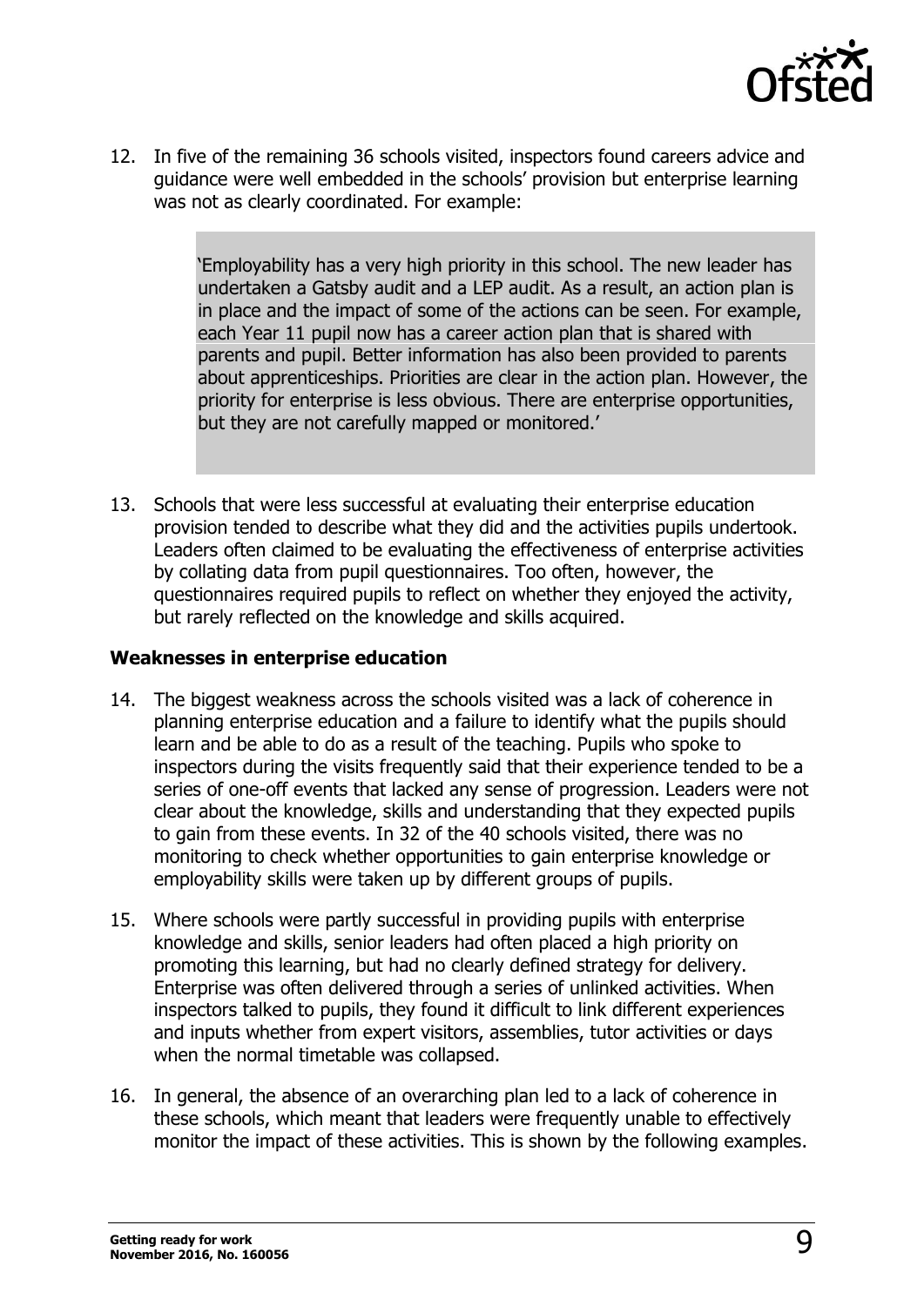12. In five of the remaining 36 schools visited, inspectors found careers advice and guidance were well embedded in the schools' provision but enterprise learning was not as clearly coordinated. For example:

> 'Employability has a very high priority in this school. The new leader has undertaken a Gatsby audit and a LEP audit. As a result, an action plan is in place and the impact of some of the actions can be seen. For example, each Year 11 pupil now has a career action plan that is shared with parents and pupil. Better information has also been provided to parents about apprenticeships. Priorities are clear in the action plan. However, the priority for enterprise is less obvious. There are enterprise opportunities, but they are not carefully mapped or monitored.'

13. Schools that were less successful at evaluating their enterprise education provision tended to describe what they did and the activities pupils undertook. Leaders often claimed to be evaluating the effectiveness of enterprise activities by collating data from pupil questionnaires. Too often, however, the questionnaires required pupils to reflect on whether they enjoyed the activity, but rarely reflected on the knowledge and skills acquired.

**Weaknesses in enterprise education**

14. The biggest weakness across the schools visited was a lack of coherence in planning enterprise education and a failure to identify what the pupils should learn and be able to do as a result of the teaching. Pupils who spoke to inspectors during the visits frequently said that their experience tended to be a series of one-off events that lacked any sense of progression. Leaders were not clear about the knowledge, skills and understanding that they expected pupils to gain from these events. In 32 of the 40 schools visited, there was no monitoring to check whether opportunities to gain enterprise knowledge or employability skills were taken up by different groups of pupils.

15. Where schools were partly successful in providing pupils with enterprise knowledge and skills, senior leaders had often placed a high priority on promoting this learning, but had no clearly defined strategy for delivery. Enterprise was often delivered through a series of unlinked activities. When inspectors talked to pupils, they found it difficult to link different experiences and inputs whether from expert visitors, assemblies, tutor activities or days when the normal timetable was collapsed.

16. In general, the absence of an overarching plan led to a lack of coherence in these schools, which meant that leaders were frequently unable to effectively monitor the impact of these activities. This is shown by the following examples.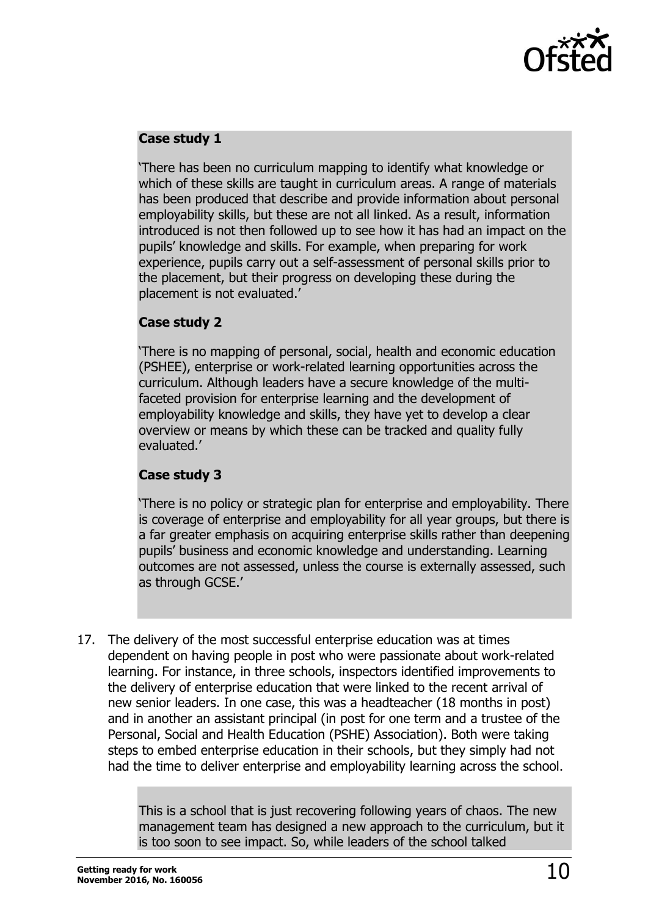**Case study 1**

'There has been no curriculum mapping to identify what knowledge or which of these skills are taught in curriculum areas. A range of materials has been produced that describe and provide information about personal employability skills, but these are not all linked. As a result, information introduced is not then followed up to see how it has had an impact on the pupils' knowledge and skills. For example, when preparing for work experience, pupils carry out a self-assessment of personal skills prior to the placement, but their progress on developing these during the placement is not evaluated.'

**Case study 2**

'There is no mapping of personal, social, health and economic education (PSHEE), enterprise or work-related learning opportunities across the curriculum. Although leaders have a secure knowledge of the multi-faceted provision for enterprise learning and the development of employability knowledge and skills, they have yet to develop a clear overview or means by which these can be tracked and quality fully evaluated.'

**Case study 3**

'There is no policy or strategic plan for enterprise and employability. There is coverage of enterprise and employability for all year groups, but there is a far greater emphasis on acquiring enterprise skills rather than deepening pupils' business and economic knowledge and understanding. Learning outcomes are not assessed, unless the course is externally assessed, such as through GCSE.'

17. The delivery of the most successful enterprise education was at times dependent on having people in post who were passionate about work-related learning. For instance, in three schools, inspectors identified improvements to the delivery of enterprise education that were linked to the recent arrival of new senior leaders. In one case, this was a headteacher (18 months in post) and in another an assistant principal (in post for one term and a trustee of the Personal, Social and Health Education (PSHE) Association). Both were taking steps to embed enterprise education in their schools, but they simply had not had the time to deliver enterprise and employability learning across the school.

This is a school that is just recovering following years of chaos. The new management team has designed a new approach to the curriculum, but it is too soon to see impact. So, while leaders of the school talked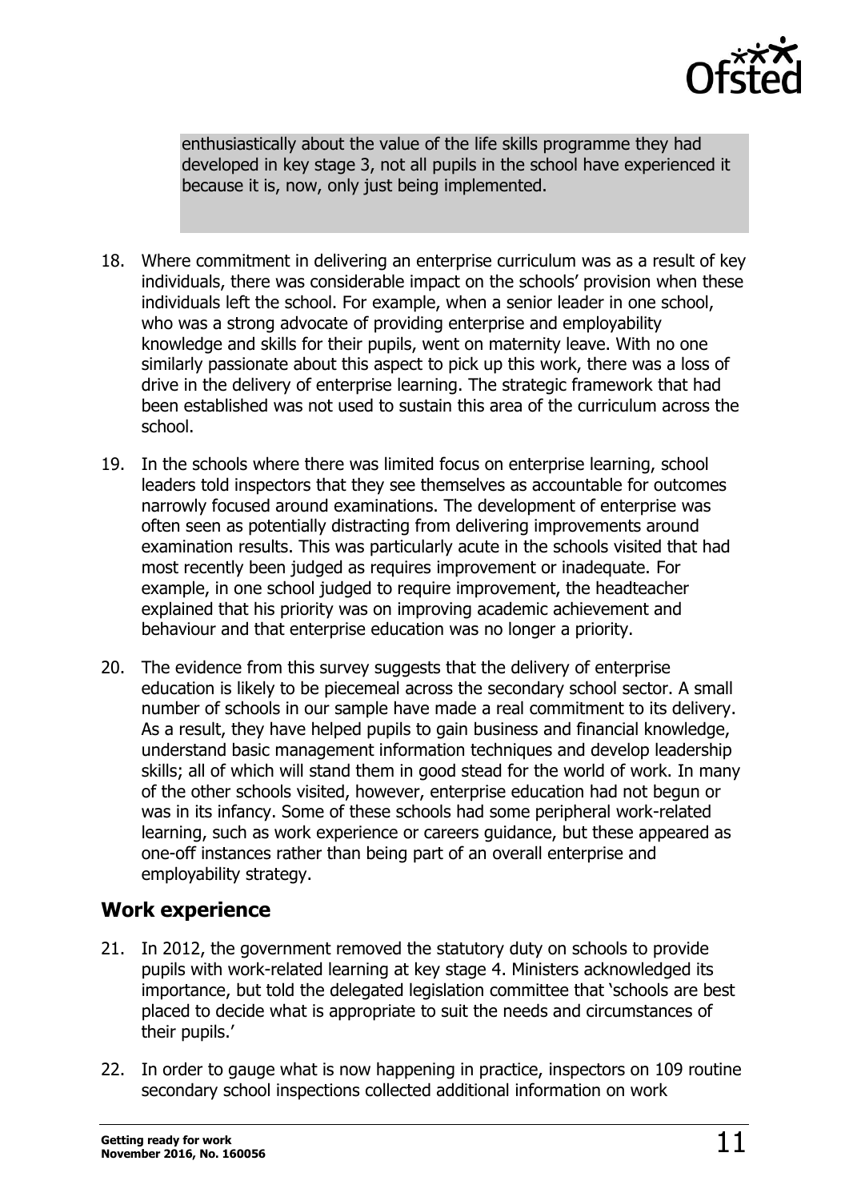enthusiastically about the value of the life skills programme they had developed in key stage 3, not all pupils in the school have experienced it because it is, now, only just being implemented.

18. Where commitment in delivering an enterprise curriculum was as a result of key individuals, there was considerable impact on the schools' provision when these individuals left the school. For example, when a senior leader in one school, who was a strong advocate of providing enterprise and employability knowledge and skills for their pupils, went on maternity leave. With no one similarly passionate about this aspect to pick up this work, there was a loss of drive in the delivery of enterprise learning. The strategic framework that had been established was not used to sustain this area of the curriculum across the school.

19. In the schools where there was limited focus on enterprise learning, school leaders told inspectors that they see themselves as accountable for outcomes narrowly focused around examinations. The development of enterprise was often seen as potentially distracting from delivering improvements around examination results. This was particularly acute in the schools visited that had most recently been judged as requires improvement or inadequate. For example, in one school judged to require improvement, the headteacher explained that his priority was on improving academic achievement and behaviour and that enterprise education was no longer a priority.

20. The evidence from this survey suggests that the delivery of enterprise education is likely to be piecemeal across the secondary school sector. A small number of schools in our sample have made a real commitment to its delivery. As a result, they have helped pupils to gain business and financial knowledge, understand basic management information techniques and develop leadership skills; all of which will stand them in good stead for the world of work. In many of the other schools visited, however, enterprise education had not begun or was in its infancy. Some of these schools had some peripheral work-related learning, such as work experience or careers guidance, but these appeared as one-off instances rather than being part of an overall enterprise and employability strategy.

## Work experience

21. In 2012, the government removed the statutory duty on schools to provide pupils with work-related learning at key stage 4. Ministers acknowledged its importance, but told the delegated legislation committee that 'schools are best placed to decide what is appropriate to suit the needs and circumstances of their pupils.'

22. In order to gauge what is now happening in practice, inspectors on 109 routine secondary school inspections collected additional information on work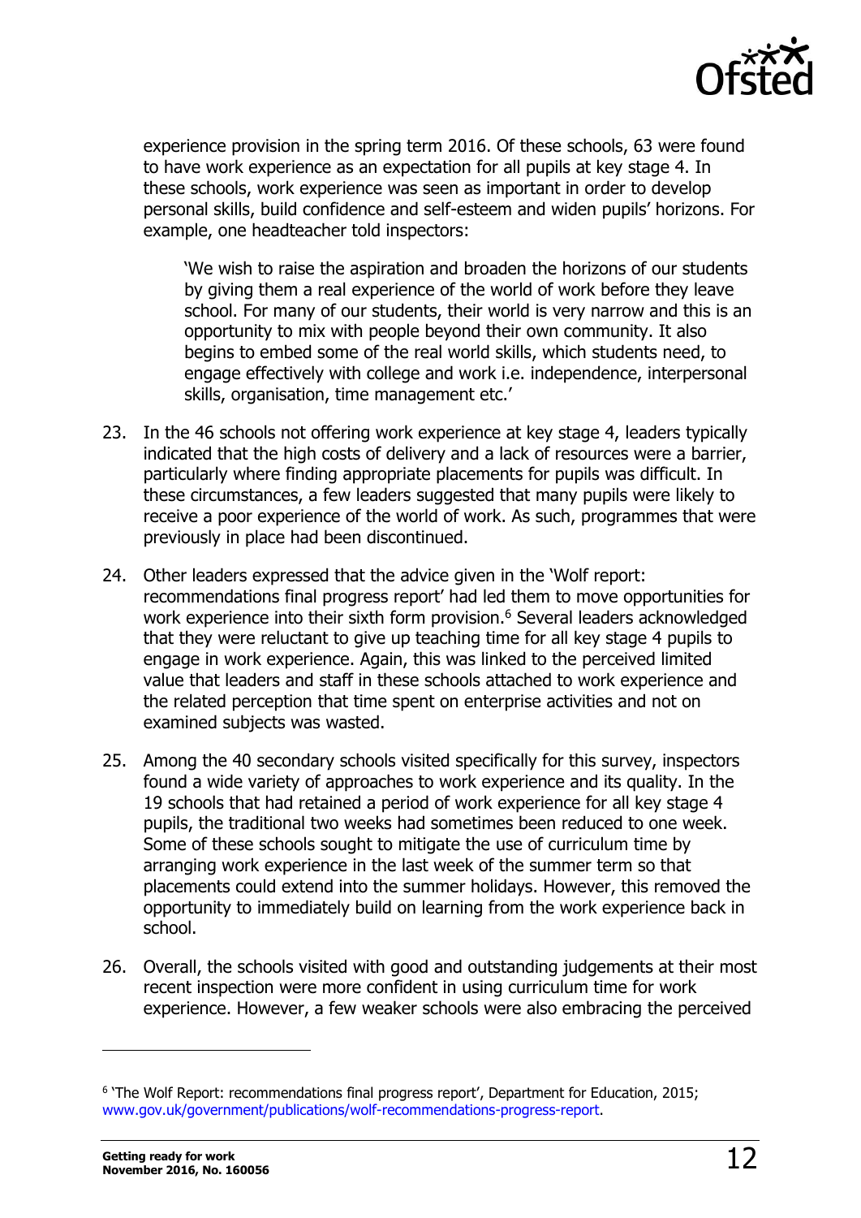experience provision in the spring term 2016. Of these schools, 63 were found to have work experience as an expectation for all pupils at key stage 4. In these schools, work experience was seen as important in order to develop personal skills, build confidence and self-esteem and widen pupils' horizons. For example, one headteacher told inspectors:

> 'We wish to raise the aspiration and broaden the horizons of our students by giving them a real experience of the world of work before they leave school. For many of our students, their world is very narrow and this is an opportunity to mix with people beyond their own community. It also begins to embed some of the real world skills, which students need, to engage effectively with college and work i.e. independence, interpersonal skills, organisation, time management etc.'

23. In the 46 schools not offering work experience at key stage 4, leaders typically indicated that the high costs of delivery and a lack of resources were a barrier, particularly where finding appropriate placements for pupils was difficult. In these circumstances, a few leaders suggested that many pupils were likely to receive a poor experience of the world of work. As such, programmes that were previously in place had been discontinued.

24. Other leaders expressed that the advice given in the 'Wolf report: recommendations final progress report' had led them to move opportunities for work experience into their sixth form provision.[6] Several leaders acknowledged that they were reluctant to give up teaching time for all key stage 4 pupils to engage in work experience. Again, this was linked to the perceived limited value that leaders and staff in these schools attached to work experience and the related perception that time spent on enterprise activities and not on examined subjects was wasted.

25. Among the 40 secondary schools visited specifically for this survey, inspectors found a wide variety of approaches to work experience and its quality. In the 19 schools that had retained a period of work experience for all key stage 4 pupils, the traditional two weeks had sometimes been reduced to one week. Some of these schools sought to mitigate the use of curriculum time by arranging work experience in the last week of the summer term so that placements could extend into the summer holidays. However, this removed the opportunity to immediately build on learning from the work experience back in school.

26. Overall, the schools visited with good and outstanding judgements at their most recent inspection were more confident in using curriculum time for work experience. However, a few weaker schools were also embracing the perceived

---

[6] 'The Wolf Report: recommendations final progress report', Department for Education, 2015; www.gov.uk/government/publications/wolf-recommendations-progress-report.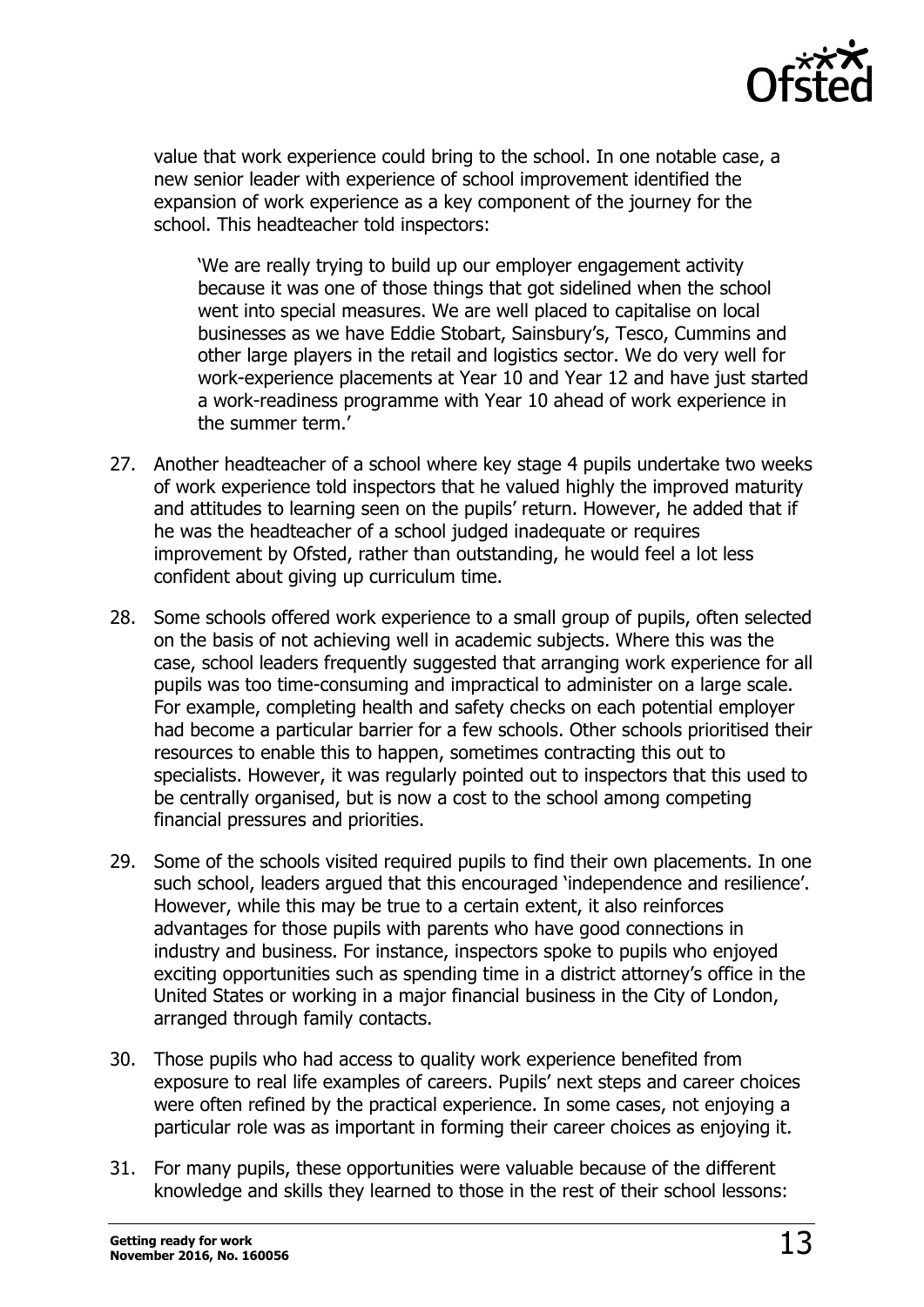value that work experience could bring to the school. In one notable case, a new senior leader with experience of school improvement identified the expansion of work experience as a key component of the journey for the school. This headteacher told inspectors:

> 'We are really trying to build up our employer engagement activity because it was one of those things that got sidelined when the school went into special measures. We are well placed to capitalise on local businesses as we have Eddie Stobart, Sainsbury's, Tesco, Cummins and other large players in the retail and logistics sector. We do very well for work-experience placements at Year 10 and Year 12 and have just started a work-readiness programme with Year 10 ahead of work experience in the summer term.'

27. Another headteacher of a school where key stage 4 pupils undertake two weeks of work experience told inspectors that he valued highly the improved maturity and attitudes to learning seen on the pupils' return. However, he added that if he was the headteacher of a school judged inadequate or requires improvement by Ofsted, rather than outstanding, he would feel a lot less confident about giving up curriculum time.

28. Some schools offered work experience to a small group of pupils, often selected on the basis of not achieving well in academic subjects. Where this was the case, school leaders frequently suggested that arranging work experience for all pupils was too time-consuming and impractical to administer on a large scale. For example, completing health and safety checks on each potential employer had become a particular barrier for a few schools. Other schools prioritised their resources to enable this to happen, sometimes contracting this out to specialists. However, it was regularly pointed out to inspectors that this used to be centrally organised, but is now a cost to the school among competing financial pressures and priorities.

29. Some of the schools visited required pupils to find their own placements. In one such school, leaders argued that this encouraged 'independence and resilience'. However, while this may be true to a certain extent, it also reinforces advantages for those pupils with parents who have good connections in industry and business. For instance, inspectors spoke to pupils who enjoyed exciting opportunities such as spending time in a district attorney's office in the United States or working in a major financial business in the City of London, arranged through family contacts.

30. Those pupils who had access to quality work experience benefited from exposure to real life examples of careers. Pupils' next steps and career choices were often refined by the practical experience. In some cases, not enjoying a particular role was as important in forming their career choices as enjoying it.

31. For many pupils, these opportunities were valuable because of the different knowledge and skills they learned to those in the rest of their school lessons: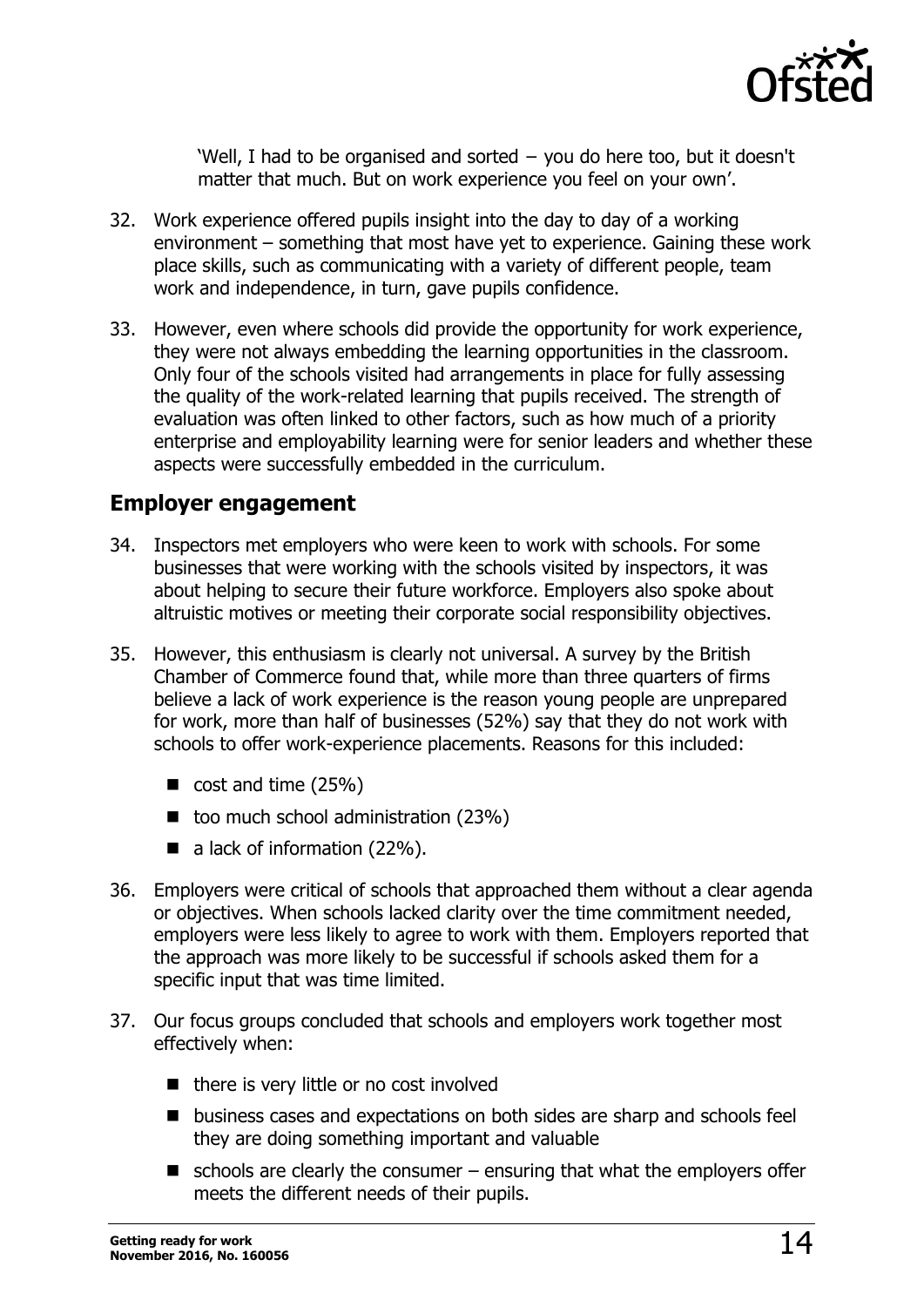> 'Well, I had to be organised and sorted – you do here too, but it doesn't matter that much. But on work experience you feel on your own'.

32. Work experience offered pupils insight into the day to day of a working environment – something that most have yet to experience. Gaining these work place skills, such as communicating with a variety of different people, team work and independence, in turn, gave pupils confidence.

33. However, even where schools did provide the opportunity for work experience, they were not always embedding the learning opportunities in the classroom. Only four of the schools visited had arrangements in place for fully assessing the quality of the work-related learning that pupils received. The strength of evaluation was often linked to other factors, such as how much of a priority enterprise and employability learning were for senior leaders and whether these aspects were successfully embedded in the curriculum.

## Employer engagement

34. Inspectors met employers who were keen to work with schools. For some businesses that were working with the schools visited by inspectors, it was about helping to secure their future workforce. Employers also spoke about altruistic motives or meeting their corporate social responsibility objectives.

35. However, this enthusiasm is clearly not universal. A survey by the British Chamber of Commerce found that, while more than three quarters of firms believe a lack of work experience is the reason young people are unprepared for work, more than half of businesses (52%) say that they do not work with schools to offer work-experience placements. Reasons for this included:
    - cost and time (25%)
    - too much school administration (23%)
    - a lack of information (22%).

36. Employers were critical of schools that approached them without a clear agenda or objectives. When schools lacked clarity over the time commitment needed, employers were less likely to agree to work with them. Employers reported that the approach was more likely to be successful if schools asked them for a specific input that was time limited.

37. Our focus groups concluded that schools and employers work together most effectively when:
    - there is very little or no cost involved
    - business cases and expectations on both sides are sharp and schools feel they are doing something important and valuable
    - schools are clearly the consumer – ensuring that what the employers offer meets the different needs of their pupils.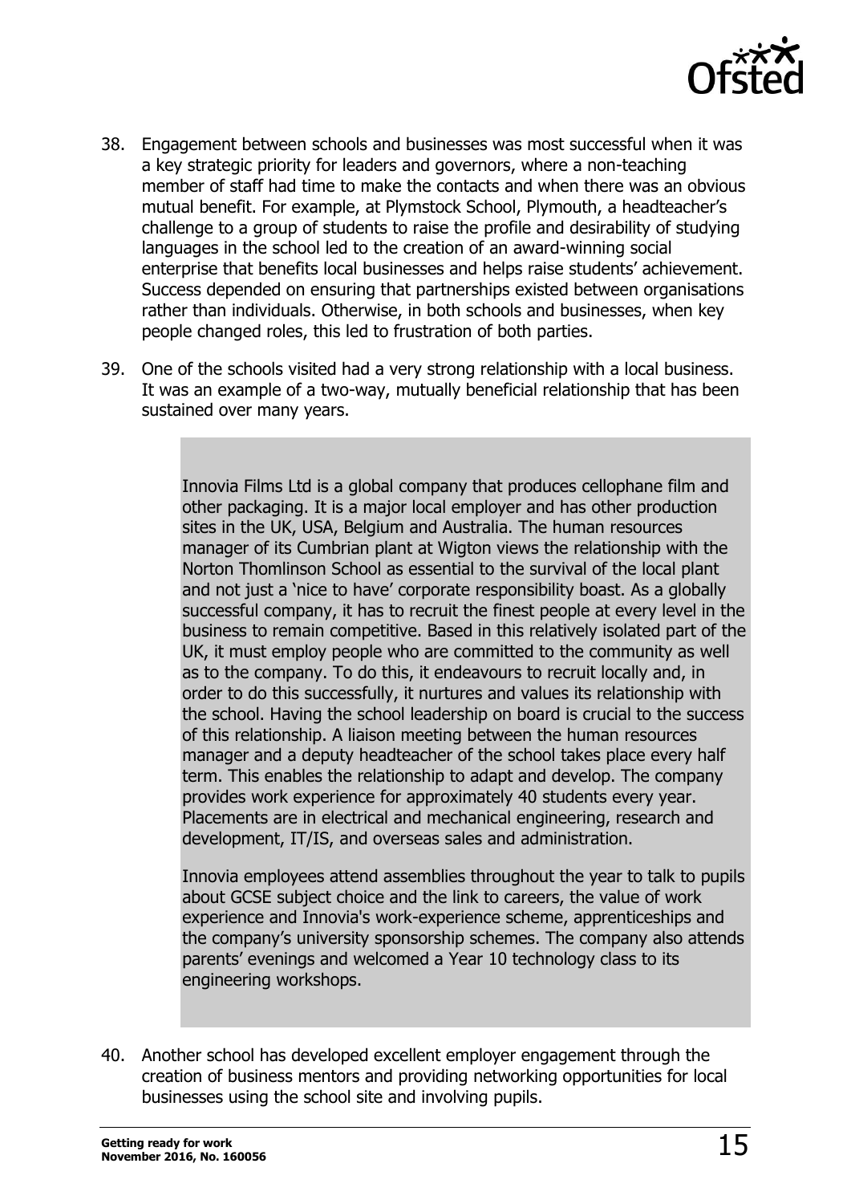38. Engagement between schools and businesses was most successful when it was a key strategic priority for leaders and governors, where a non-teaching member of staff had time to make the contacts and when there was an obvious mutual benefit. For example, at Plymstock School, Plymouth, a headteacher's challenge to a group of students to raise the profile and desirability of studying languages in the school led to the creation of an award-winning social enterprise that benefits local businesses and helps raise students' achievement. Success depended on ensuring that partnerships existed between organisations rather than individuals. Otherwise, in both schools and businesses, when key people changed roles, this led to frustration of both parties.

39. One of the schools visited had a very strong relationship with a local business. It was an example of a two-way, mutually beneficial relationship that has been sustained over many years.

> Innovia Films Ltd is a global company that produces cellophane film and other packaging. It is a major local employer and has other production sites in the UK, USA, Belgium and Australia. The human resources manager of its Cumbrian plant at Wigton views the relationship with the Norton Thomlinson School as essential to the survival of the local plant and not just a 'nice to have' corporate responsibility boast. As a globally successful company, it has to recruit the finest people at every level in the business to remain competitive. Based in this relatively isolated part of the UK, it must employ people who are committed to the community as well as to the company. To do this, it endeavours to recruit locally and, in order to do this successfully, it nurtures and values its relationship with the school. Having the school leadership on board is crucial to the success of this relationship. A liaison meeting between the human resources manager and a deputy headteacher of the school takes place every half term. This enables the relationship to adapt and develop. The company provides work experience for approximately 40 students every year. Placements are in electrical and mechanical engineering, research and development, IT/IS, and overseas sales and administration.
>
> Innovia employees attend assemblies throughout the year to talk to pupils about GCSE subject choice and the link to careers, the value of work experience and Innovia's work-experience scheme, apprenticeships and the company's university sponsorship schemes. The company also attends parents' evenings and welcomed a Year 10 technology class to its engineering workshops.

40. Another school has developed excellent employer engagement through the creation of business mentors and providing networking opportunities for local businesses using the school site and involving pupils.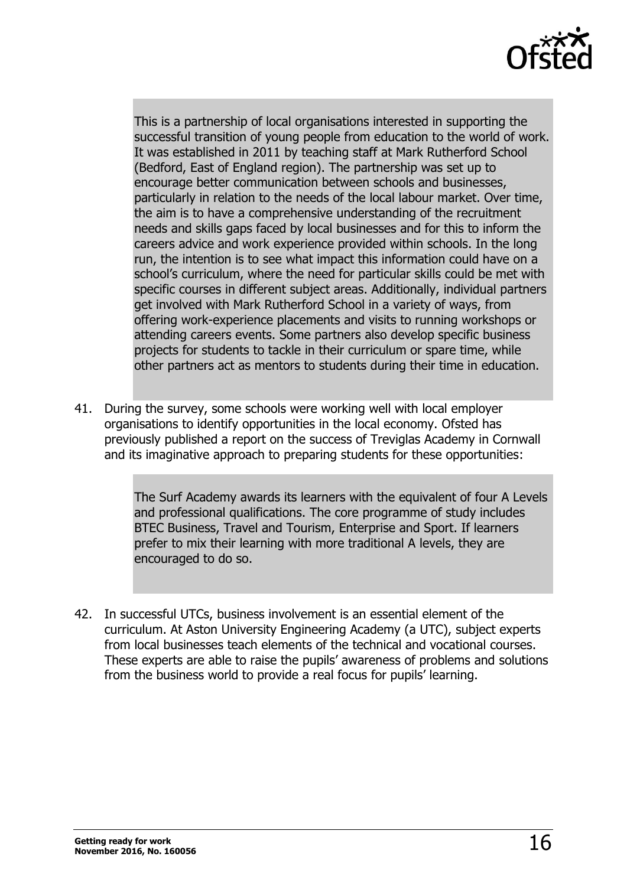> This is a partnership of local organisations interested in supporting the successful transition of young people from education to the world of work. It was established in 2011 by teaching staff at Mark Rutherford School (Bedford, East of England region). The partnership was set up to encourage better communication between schools and businesses, particularly in relation to the needs of the local labour market. Over time, the aim is to have a comprehensive understanding of the recruitment needs and skills gaps faced by local businesses and for this to inform the careers advice and work experience provided within schools. In the long run, the intention is to see what impact this information could have on a school's curriculum, where the need for particular skills could be met with specific courses in different subject areas. Additionally, individual partners get involved with Mark Rutherford School in a variety of ways, from offering work-experience placements and visits to running workshops or attending careers events. Some partners also develop specific business projects for students to tackle in their curriculum or spare time, while other partners act as mentors to students during their time in education.

41. During the survey, some schools were working well with local employer organisations to identify opportunities in the local economy. Ofsted has previously published a report on the success of Treviglas Academy in Cornwall and its imaginative approach to preparing students for these opportunities:

> The Surf Academy awards its learners with the equivalent of four A Levels and professional qualifications. The core programme of study includes BTEC Business, Travel and Tourism, Enterprise and Sport. If learners prefer to mix their learning with more traditional A levels, they are encouraged to do so.

42. In successful UTCs, business involvement is an essential element of the curriculum. At Aston University Engineering Academy (a UTC), subject experts from local businesses teach elements of the technical and vocational courses. These experts are able to raise the pupils' awareness of problems and solutions from the business world to provide a real focus for pupils' learning.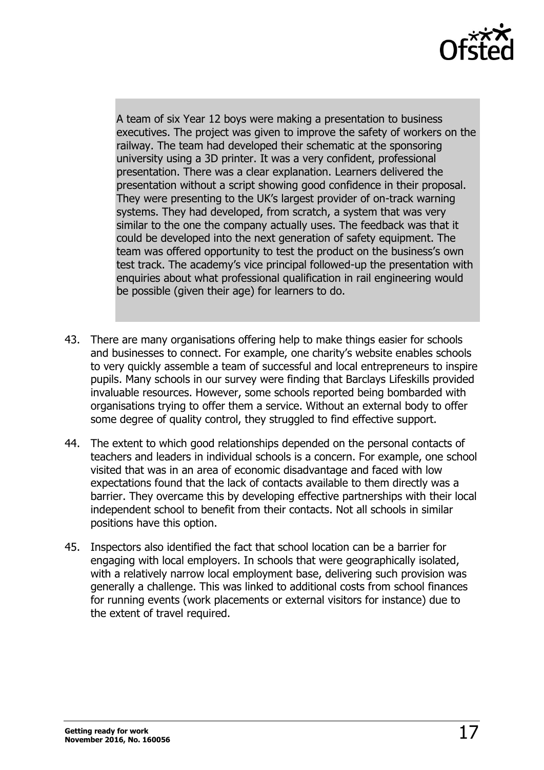> A team of six Year 12 boys were making a presentation to business executives. The project was given to improve the safety of workers on the railway. The team had developed their schematic at the sponsoring university using a 3D printer. It was a very confident, professional presentation. There was a clear explanation. Learners delivered the presentation without a script showing good confidence in their proposal. They were presenting to the UK's largest provider of on-track warning systems. They had developed, from scratch, a system that was very similar to the one the company actually uses. The feedback was that it could be developed into the next generation of safety equipment. The team was offered opportunity to test the product on the business's own test track. The academy's vice principal followed-up the presentation with enquiries about what professional qualification in rail engineering would be possible (given their age) for learners to do.

43. There are many organisations offering help to make things easier for schools and businesses to connect. For example, one charity's website enables schools to very quickly assemble a team of successful and local entrepreneurs to inspire pupils. Many schools in our survey were finding that Barclays Lifeskills provided invaluable resources. However, some schools reported being bombarded with organisations trying to offer them a service. Without an external body to offer some degree of quality control, they struggled to find effective support.

44. The extent to which good relationships depended on the personal contacts of teachers and leaders in individual schools is a concern. For example, one school visited that was in an area of economic disadvantage and faced with low expectations found that the lack of contacts available to them directly was a barrier. They overcame this by developing effective partnerships with their local independent school to benefit from their contacts. Not all schools in similar positions have this option.

45. Inspectors also identified the fact that school location can be a barrier for engaging with local employers. In schools that were geographically isolated, with a relatively narrow local employment base, delivering such provision was generally a challenge. This was linked to additional costs from school finances for running events (work placements or external visitors for instance) due to the extent of travel required.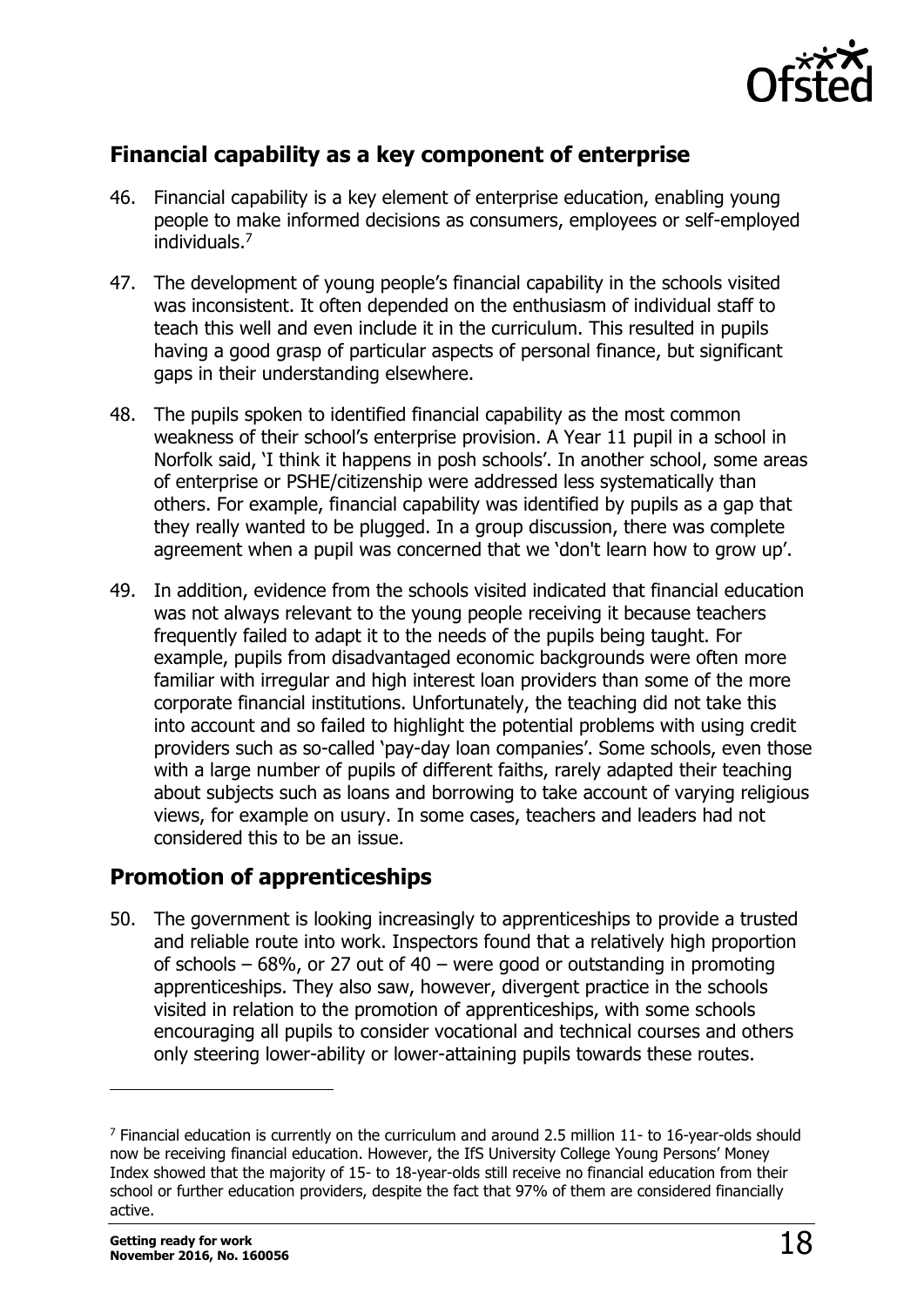## Financial capability as a key component of enterprise

46. Financial capability is a key element of enterprise education, enabling young people to make informed decisions as consumers, employees or self-employed individuals.[7]

47. The development of young people's financial capability in the schools visited was inconsistent. It often depended on the enthusiasm of individual staff to teach this well and even include it in the curriculum. This resulted in pupils having a good grasp of particular aspects of personal finance, but significant gaps in their understanding elsewhere.

48. The pupils spoken to identified financial capability as the most common weakness of their school's enterprise provision. A Year 11 pupil in a school in Norfolk said, 'I think it happens in posh schools'. In another school, some areas of enterprise or PSHE/citizenship were addressed less systematically than others. For example, financial capability was identified by pupils as a gap that they really wanted to be plugged. In a group discussion, there was complete agreement when a pupil was concerned that we 'don't learn how to grow up'.

49. In addition, evidence from the schools visited indicated that financial education was not always relevant to the young people receiving it because teachers frequently failed to adapt it to the needs of the pupils being taught. For example, pupils from disadvantaged economic backgrounds were often more familiar with irregular and high interest loan providers than some of the more corporate financial institutions. Unfortunately, the teaching did not take this into account and so failed to highlight the potential problems with using credit providers such as so-called 'pay-day loan companies'. Some schools, even those with a large number of pupils of different faiths, rarely adapted their teaching about subjects such as loans and borrowing to take account of varying religious views, for example on usury. In some cases, teachers and leaders had not considered this to be an issue.

## Promotion of apprenticeships

50. The government is looking increasingly to apprenticeships to provide a trusted and reliable route into work. Inspectors found that a relatively high proportion of schools – 68%, or 27 out of 40 – were good or outstanding in promoting apprenticeships. They also saw, however, divergent practice in the schools visited in relation to the promotion of apprenticeships, with some schools encouraging all pupils to consider vocational and technical courses and others only steering lower-ability or lower-attaining pupils towards these routes.

---

[7] Financial education is currently on the curriculum and around 2.5 million 11- to 16-year-olds should now be receiving financial education. However, the IfS University College Young Persons' Money Index showed that the majority of 15- to 18-year-olds still receive no financial education from their school or further education providers, despite the fact that 97% of them are considered financially active.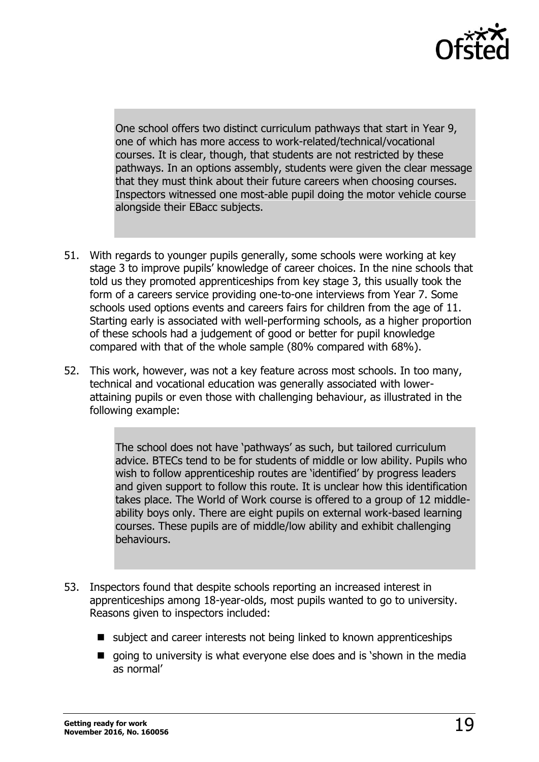> One school offers two distinct curriculum pathways that start in Year 9, one of which has more access to work-related/technical/vocational courses. It is clear, though, that students are not restricted by these pathways. In an options assembly, students were given the clear message that they must think about their future careers when choosing courses. Inspectors witnessed one most-able pupil doing the motor vehicle course alongside their EBacc subjects.

51. With regards to younger pupils generally, some schools were working at key stage 3 to improve pupils' knowledge of career choices. In the nine schools that told us they promoted apprenticeships from key stage 3, this usually took the form of a careers service providing one-to-one interviews from Year 7. Some schools used options events and careers fairs for children from the age of 11. Starting early is associated with well-performing schools, as a higher proportion of these schools had a judgement of good or better for pupil knowledge compared with that of the whole sample (80% compared with 68%).

52. This work, however, was not a key feature across most schools. In too many, technical and vocational education was generally associated with lower-attaining pupils or even those with challenging behaviour, as illustrated in the following example:

> The school does not have 'pathways' as such, but tailored curriculum advice. BTECs tend to be for students of middle or low ability. Pupils who wish to follow apprenticeship routes are 'identified' by progress leaders and given support to follow this route. It is unclear how this identification takes place. The World of Work course is offered to a group of 12 middle-ability boys only. There are eight pupils on external work-based learning courses. These pupils are of middle/low ability and exhibit challenging behaviours.

53. Inspectors found that despite schools reporting an increased interest in apprenticeships among 18-year-olds, most pupils wanted to go to university. Reasons given to inspectors included:

    - subject and career interests not being linked to known apprenticeships
    - going to university is what everyone else does and is 'shown in the media as normal'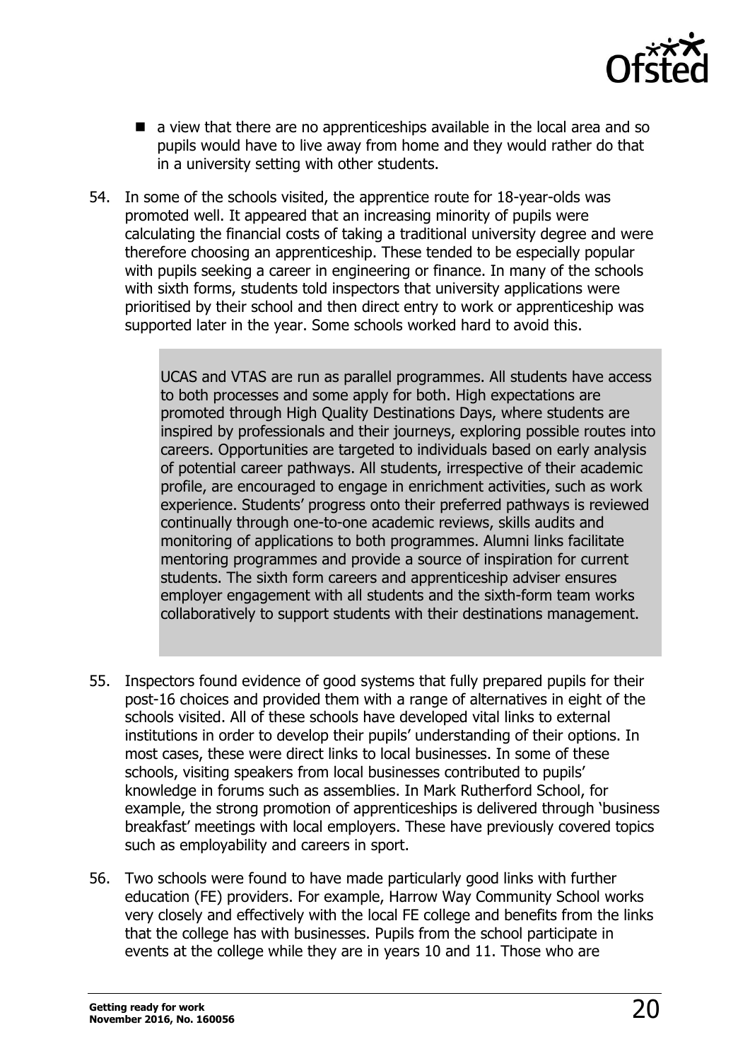- a view that there are no apprenticeships available in the local area and so pupils would have to live away from home and they would rather do that in a university setting with other students.

54. In some of the schools visited, the apprentice route for 18-year-olds was promoted well. It appeared that an increasing minority of pupils were calculating the financial costs of taking a traditional university degree and were therefore choosing an apprenticeship. These tended to be especially popular with pupils seeking a career in engineering or finance. In many of the schools with sixth forms, students told inspectors that university applications were prioritised by their school and then direct entry to work or apprenticeship was supported later in the year. Some schools worked hard to avoid this.

> UCAS and VTAS are run as parallel programmes. All students have access to both processes and some apply for both. High expectations are promoted through High Quality Destinations Days, where students are inspired by professionals and their journeys, exploring possible routes into careers. Opportunities are targeted to individuals based on early analysis of potential career pathways. All students, irrespective of their academic profile, are encouraged to engage in enrichment activities, such as work experience. Students' progress onto their preferred pathways is reviewed continually through one-to-one academic reviews, skills audits and monitoring of applications to both programmes. Alumni links facilitate mentoring programmes and provide a source of inspiration for current students. The sixth form careers and apprenticeship adviser ensures employer engagement with all students and the sixth-form team works collaboratively to support students with their destinations management.

55. Inspectors found evidence of good systems that fully prepared pupils for their post-16 choices and provided them with a range of alternatives in eight of the schools visited. All of these schools have developed vital links to external institutions in order to develop their pupils' understanding of their options. In most cases, these were direct links to local businesses. In some of these schools, visiting speakers from local businesses contributed to pupils' knowledge in forums such as assemblies. In Mark Rutherford School, for example, the strong promotion of apprenticeships is delivered through 'business breakfast' meetings with local employers. These have previously covered topics such as employability and careers in sport.

56. Two schools were found to have made particularly good links with further education (FE) providers. For example, Harrow Way Community School works very closely and effectively with the local FE college and benefits from the links that the college has with businesses. Pupils from the school participate in events at the college while they are in years 10 and 11. Those who are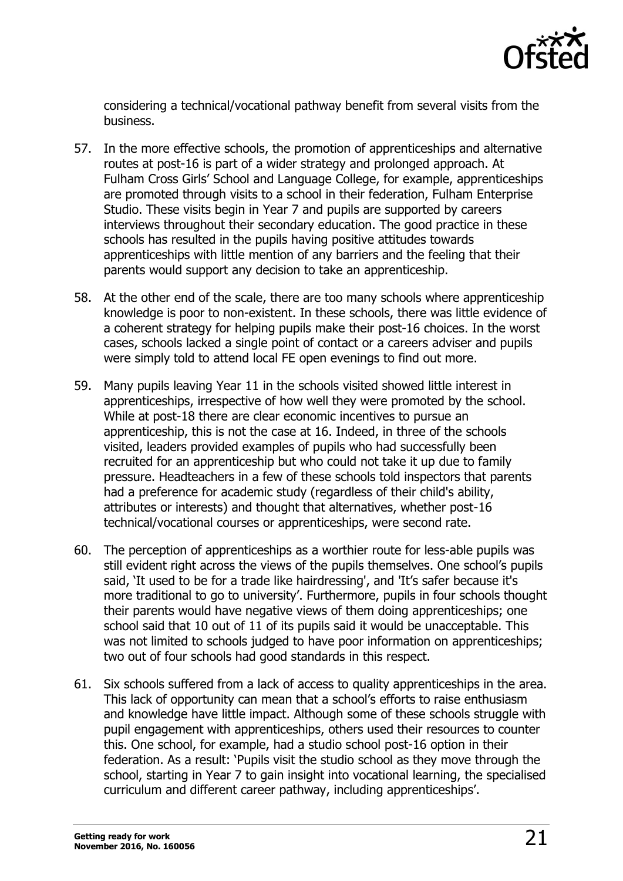considering a technical/vocational pathway benefit from several visits from the business.

57. In the more effective schools, the promotion of apprenticeships and alternative routes at post-16 is part of a wider strategy and prolonged approach. At Fulham Cross Girls' School and Language College, for example, apprenticeships are promoted through visits to a school in their federation, Fulham Enterprise Studio. These visits begin in Year 7 and pupils are supported by careers interviews throughout their secondary education. The good practice in these schools has resulted in the pupils having positive attitudes towards apprenticeships with little mention of any barriers and the feeling that their parents would support any decision to take an apprenticeship.

58. At the other end of the scale, there are too many schools where apprenticeship knowledge is poor to non-existent. In these schools, there was little evidence of a coherent strategy for helping pupils make their post-16 choices. In the worst cases, schools lacked a single point of contact or a careers adviser and pupils were simply told to attend local FE open evenings to find out more.

59. Many pupils leaving Year 11 in the schools visited showed little interest in apprenticeships, irrespective of how well they were promoted by the school. While at post-18 there are clear economic incentives to pursue an apprenticeship, this is not the case at 16. Indeed, in three of the schools visited, leaders provided examples of pupils who had successfully been recruited for an apprenticeship but who could not take it up due to family pressure. Headteachers in a few of these schools told inspectors that parents had a preference for academic study (regardless of their child's ability, attributes or interests) and thought that alternatives, whether post-16 technical/vocational courses or apprenticeships, were second rate.

60. The perception of apprenticeships as a worthier route for less-able pupils was still evident right across the views of the pupils themselves. One school's pupils said, 'It used to be for a trade like hairdressing', and 'It's safer because it's more traditional to go to university'. Furthermore, pupils in four schools thought their parents would have negative views of them doing apprenticeships; one school said that 10 out of 11 of its pupils said it would be unacceptable. This was not limited to schools judged to have poor information on apprenticeships; two out of four schools had good standards in this respect.

61. Six schools suffered from a lack of access to quality apprenticeships in the area. This lack of opportunity can mean that a school's efforts to raise enthusiasm and knowledge have little impact. Although some of these schools struggle with pupil engagement with apprenticeships, others used their resources to counter this. One school, for example, had a studio school post-16 option in their federation. As a result: 'Pupils visit the studio school as they move through the school, starting in Year 7 to gain insight into vocational learning, the specialised curriculum and different career pathway, including apprenticeships'.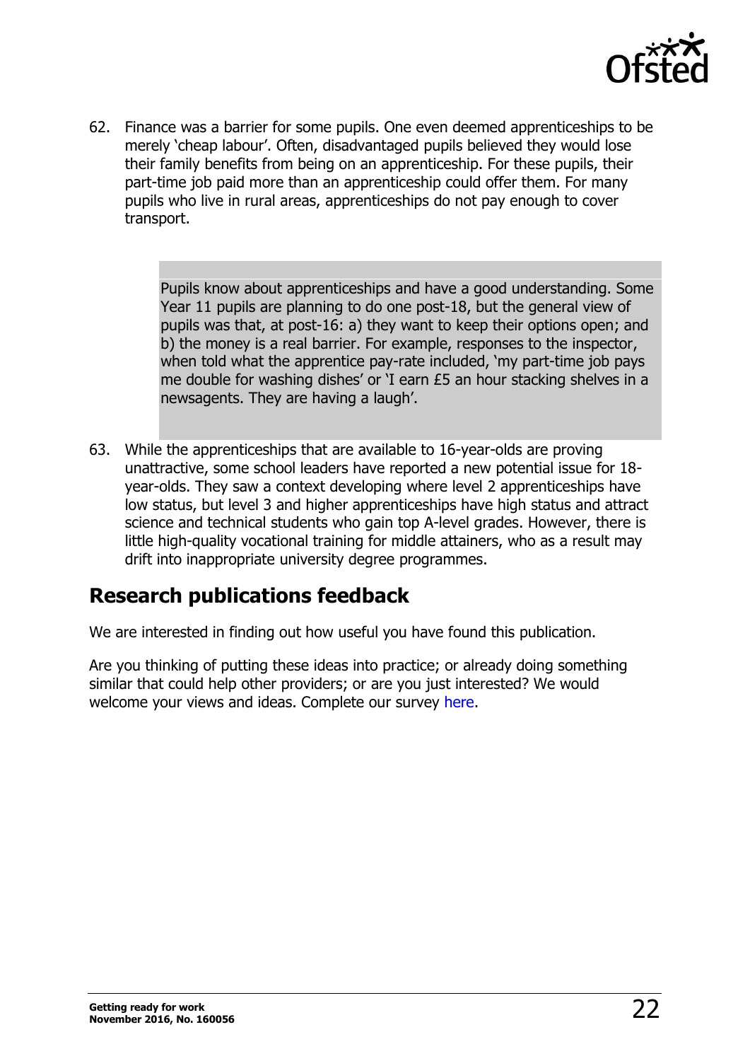62. Finance was a barrier for some pupils. One even deemed apprenticeships to be merely 'cheap labour'. Often, disadvantaged pupils believed they would lose their family benefits from being on an apprenticeship. For these pupils, their part-time job paid more than an apprenticeship could offer them. For many pupils who live in rural areas, apprenticeships do not pay enough to cover transport.

> Pupils know about apprenticeships and have a good understanding. Some Year 11 pupils are planning to do one post-18, but the general view of pupils was that, at post-16: a) they want to keep their options open; and b) the money is a real barrier. For example, responses to the inspector, when told what the apprentice pay-rate included, 'my part-time job pays me double for washing dishes' or 'I earn £5 an hour stacking shelves in a newsagents. They are having a laugh'.

63. While the apprenticeships that are available to 16-year-olds are proving unattractive, some school leaders have reported a new potential issue for 18-year-olds. They saw a context developing where level 2 apprenticeships have low status, but level 3 and higher apprenticeships have high status and attract science and technical students who gain top A-level grades. However, there is little high-quality vocational training for middle attainers, who as a result may drift into inappropriate university degree programmes.

## Research publications feedback

We are interested in finding out how useful you have found this publication.

Are you thinking of putting these ideas into practice; or already doing something similar that could help other providers; or are you just interested? We would welcome your views and ideas. Complete our survey here.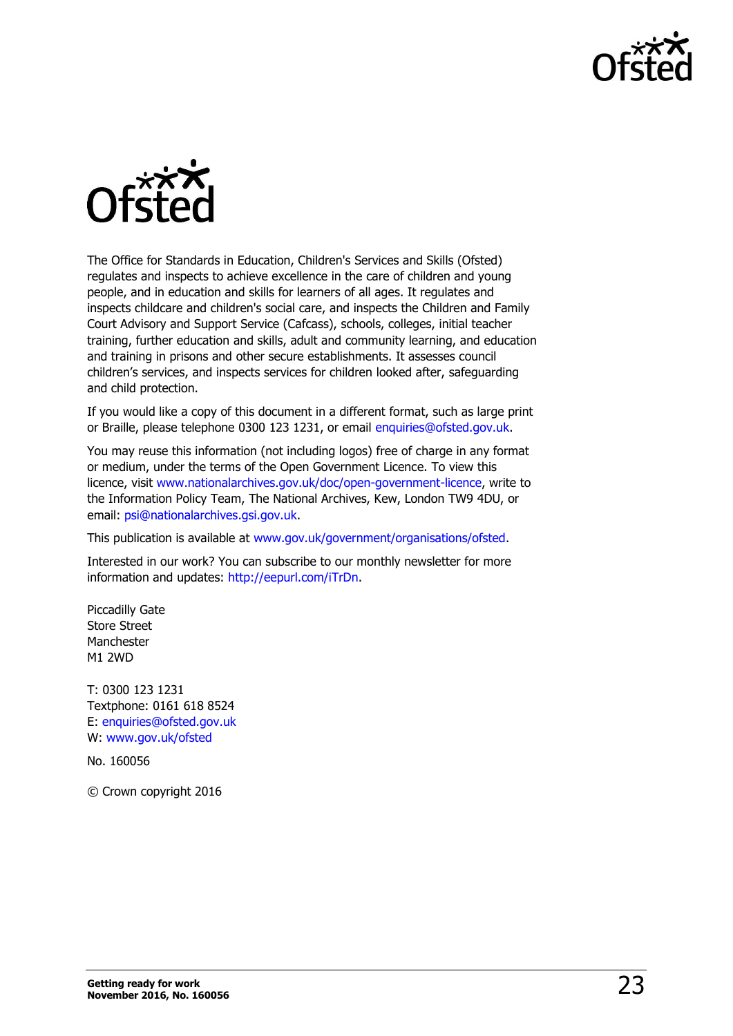The Office for Standards in Education, Children's Services and Skills (Ofsted) regulates and inspects to achieve excellence in the care of children and young people, and in education and skills for learners of all ages. It regulates and inspects childcare and children's social care, and inspects the Children and Family Court Advisory and Support Service (Cafcass), schools, colleges, initial teacher training, further education and skills, adult and community learning, and education and training in prisons and other secure establishments. It assesses council children's services, and inspects services for children looked after, safeguarding and child protection.

If you would like a copy of this document in a different format, such as large print or Braille, please telephone 0300 123 1231, or email enquiries@ofsted.gov.uk.

You may reuse this information (not including logos) free of charge in any format or medium, under the terms of the Open Government Licence. To view this licence, visit www.nationalarchives.gov.uk/doc/open-government-licence, write to the Information Policy Team, The National Archives, Kew, London TW9 4DU, or email: psi@nationalarchives.gsi.gov.uk.

This publication is available at www.gov.uk/government/organisations/ofsted.

Interested in our work? You can subscribe to our monthly newsletter for more information and updates: http://eepurl.com/iTrDn.

Piccadilly Gate
Store Street
Manchester
M1 2WD

T: 0300 123 1231
Textphone: 0161 618 8524
E: enquiries@ofsted.gov.uk
W: www.gov.uk/ofsted

No. 160056

© Crown copyright 2016